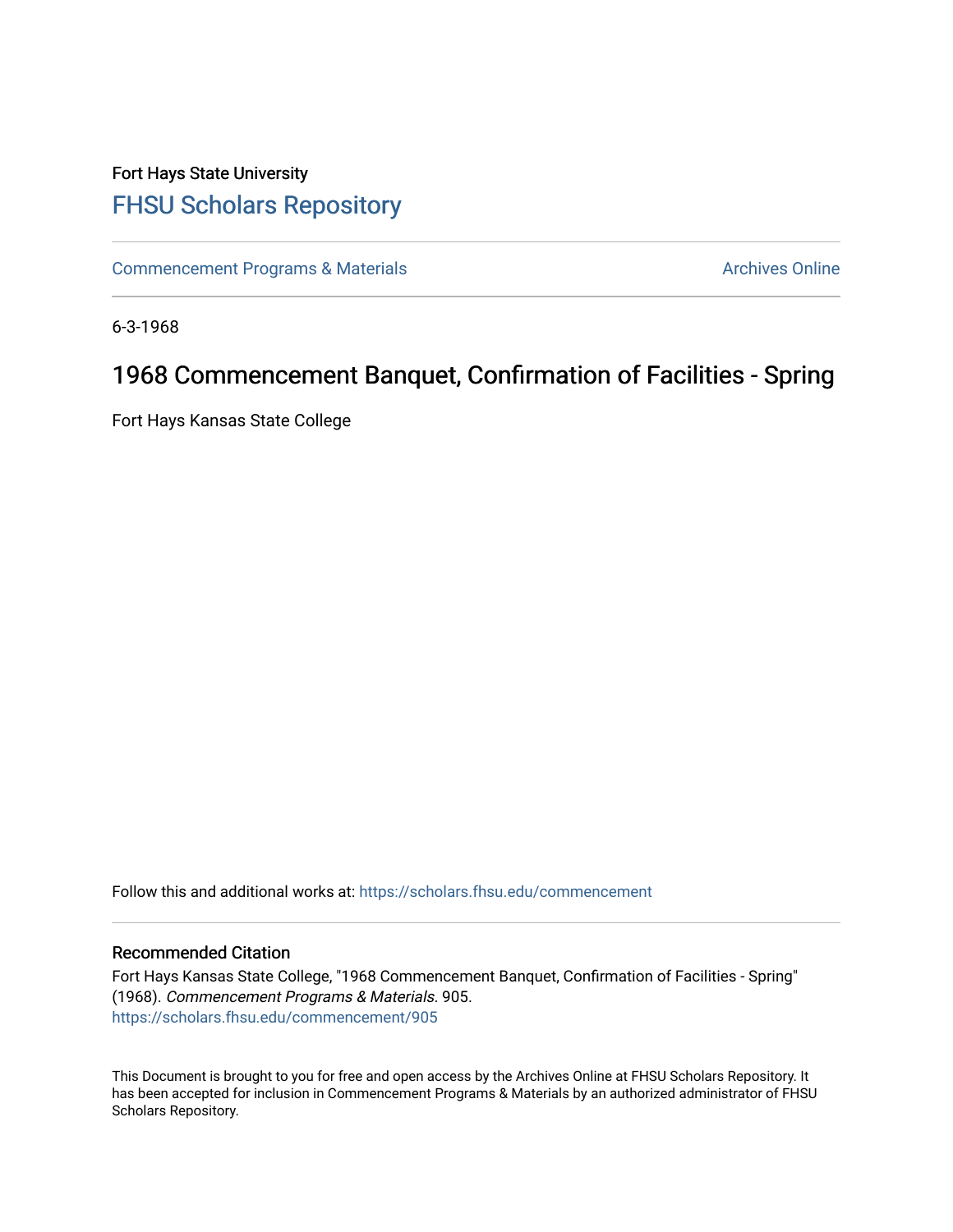Fort Hays State University

# FHSU Scholars Repository

Commencement Programs & Materials

Archives Online

6-3-1968

## 1968 Commencement Banquet, Confirmation of Facilities - Spring

Fort Hays Kansas State College

Follow this and additional works at: https://scholars.fhsu.edu/commencement

### Recommended Citation

Fort Hays Kansas State College, "1968 Commencement Banquet, Confirmation of Facilities - Spring" (1968). *Commencement Programs & Materials*. 905.
https://scholars.fhsu.edu/commencement/905

This Document is brought to you for free and open access by the Archives Online at FHSU Scholars Repository. It has been accepted for inclusion in Commencement Programs & Materials by an authorized administrator of FHSU Scholars Repository.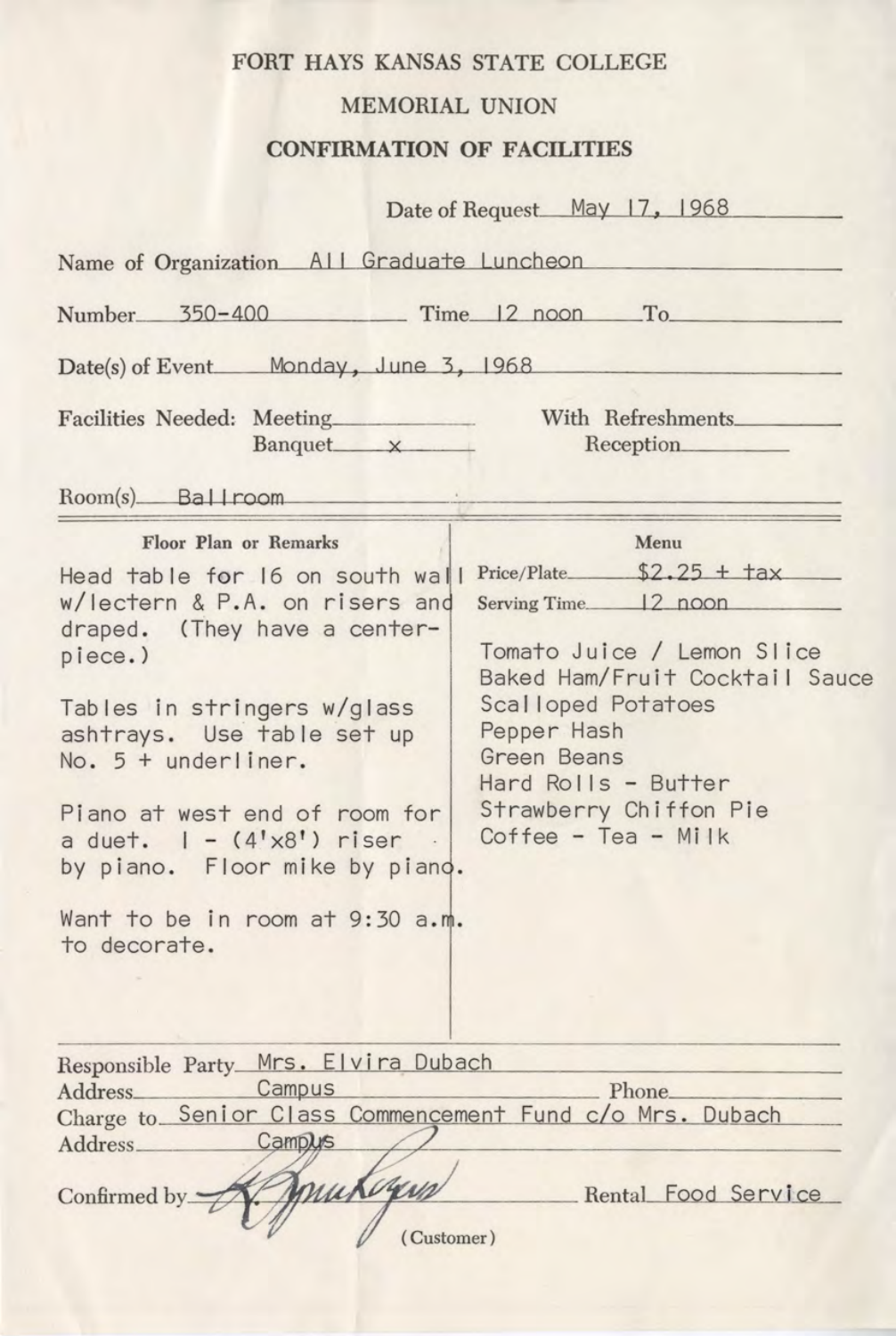# FORT HAYS KANSAS STATE COLLEGE

## MEMORIAL UNION

## CONFIRMATION OF FACILITIES

Date of Request: May 17, 1968

Name of Organization: All Graduate Luncheon

Number: 350-400 Time: 12 noon To: 

Date(s) of Event: Monday, June 3, 1968

Facilities Needed: Meeting: ____ With Refreshments: ____
Banquet: x Reception: ____

Room(s): Ballroom

| Floor Plan or Remarks | Menu |
|---|---|
| Head table for 16 on south wall w/lectern & P.A. on risers and draped. (They have a centerpiece.)<br><br>Tables in stringers w/glass ashtrays. Use table set up No. 5 + underliner.<br><br>Piano at west end of room for a duet. 1 - (4'x8') riser by piano. Floor mike by piano.<br><br>Want to be in room at 9:30 a.m. to decorate. | Price/Plate: $2.25 + tax<br>Serving Time: 12 noon<br><br>Tomato Juice / Lemon Slice<br>Baked Ham/Fruit Cocktail Sauce<br>Scalloped Potatoes<br>Pepper Hash<br>Green Beans<br>Hard Rolls - Butter<br>Strawberry Chiffon Pie<br>Coffee - Tea - Milk |

Responsible Party: Mrs. Elvira Dubach
Address: Campus Phone: 
Charge to: Senior Class Commencement Fund c/o Mrs. Dubach
Address: Campus

Confirmed by: [signature] (Customer) Rental: Food Service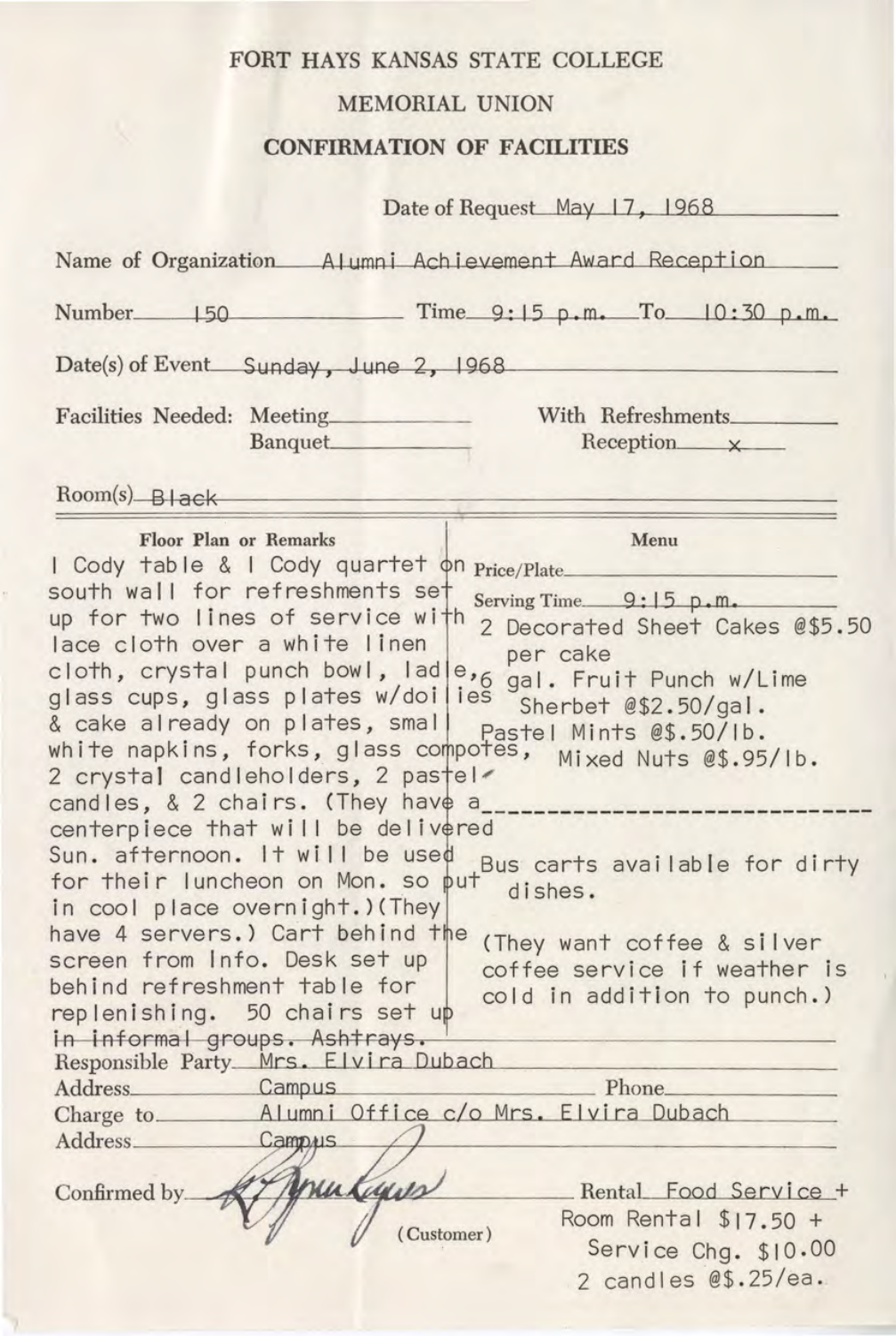# FORT HAYS KANSAS STATE COLLEGE

## MEMORIAL UNION

### CONFIRMATION OF FACILITIES

Date of Request May 17, 1968

Name of Organization Alumni Achievement Award Reception

Number 150 Time 9:15 p.m. To 10:30 p.m.

Date(s) of Event Sunday, June 2, 1968

Facilities Needed: Meeting \_\_\_\_\_\_ With Refreshments \_\_\_\_\_\_
Banquet \_\_\_\_\_\_ Reception x

Room(s) ~~Black~~

| Floor Plan or Remarks | Menu |
|---|---|
| 1 Cody table & 1 Cody quartet on south wall for refreshments set up for two lines of service with lace cloth over a white linen cloth, crystal punch bowl, ladle, glass cups, glass plates w/doilies & cake already on plates, small white napkins, forks, glass compotes, 2 crystal candleholders, 2 pastel candles, & 2 chairs. (They have a centerpiece that will be delivered Sun. afternoon. It will be used for their luncheon on Mon. so put in cool place overnight.) (They have 4 servers.) Cart behind the screen from Info. Desk set up behind refreshment table for replenishing. 50 chairs set up ~~in informal groups. Ashtrays.~~ | Price/Plate \_\_\_\_\_\_<br>Serving Time 9:15 p.m.<br>2 Decorated Sheet Cakes @$5.50 per cake<br>6 gal. Fruit Punch w/Lime Sherbet @$2.50/gal.<br>Pastel Mints @$.50/lb.<br>Mixed Nuts @$.95/lb.<br>Bus carts available for dirty dishes.<br>(They want coffee & silver coffee service if weather is cold in addition to punch.) |

Responsible Party Mrs. Elvira Dubach

Address Campus Phone \_\_\_\_\_\_

Charge to Alumni Office c/o Mrs. Elvira Dubach

Address Campus

Confirmed by [signature] (Customer)

Rental Food Service +
Room Rental $17.50 +
Service Chg. $10.00
2 candles @$.25/ea.